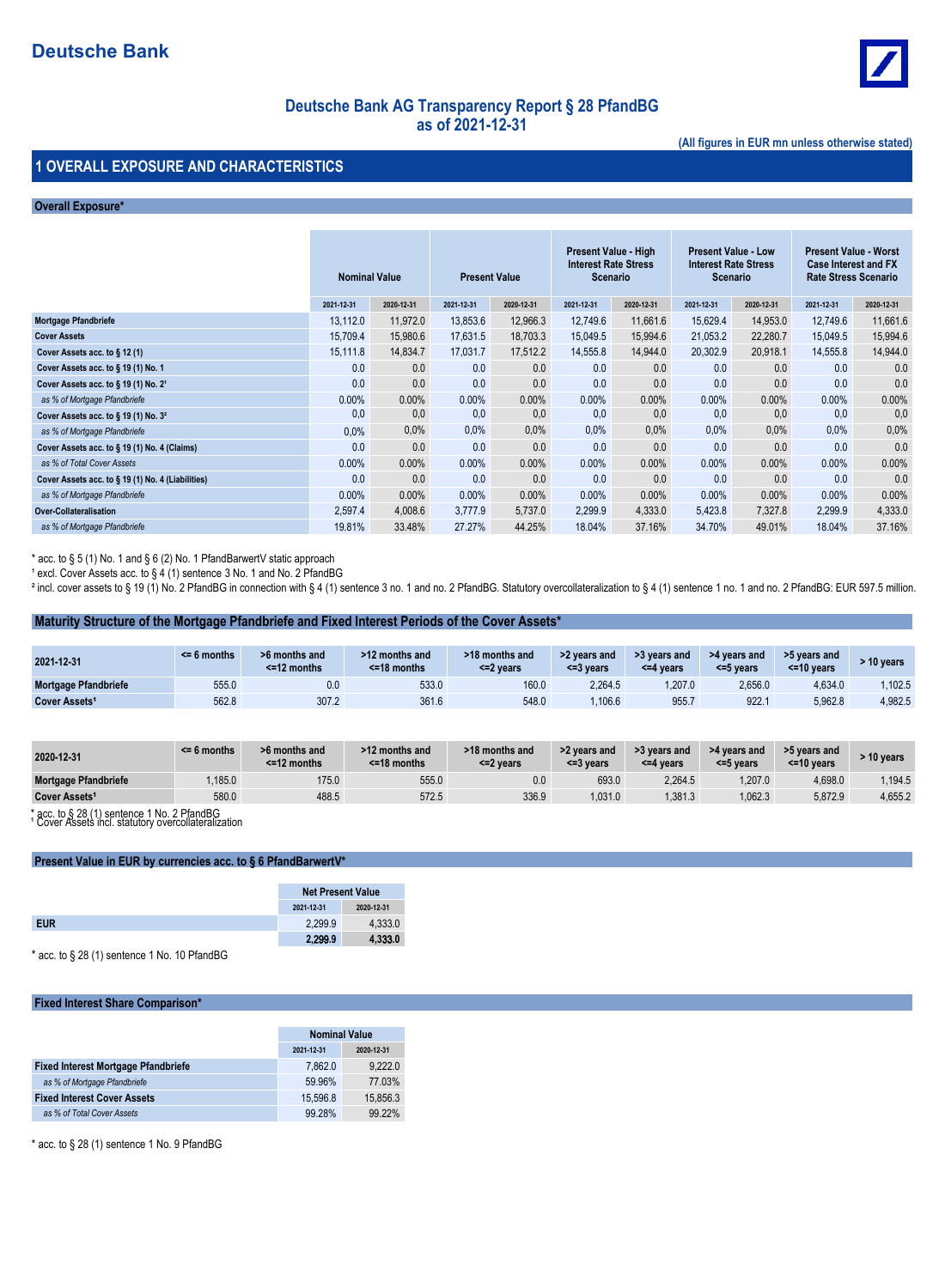# Deutsche Bank

## Deutsche Bank AG Transparency Report § 28 PfandBG
## as of 2021-12-31

**(All figures in EUR mn unless otherwise stated)**

## 1 OVERALL EXPOSURE AND CHARACTERISTICS

### Overall Exposure*

| | Nominal Value | | Present Value | | Present Value - High Interest Rate Stress Scenario | | Present Value - Low Interest Rate Stress Scenario | | Present Value - Worst Case Interest and FX Rate Stress Scenario | |
|---|---|---|---|---|---|---|---|---|---|---|
| | 2021-12-31 | 2020-12-31 | 2021-12-31 | 2020-12-31 | 2021-12-31 | 2020-12-31 | 2021-12-31 | 2020-12-31 | 2021-12-31 | 2020-12-31 |
| **Mortgage Pfandbriefe** | 13,112.0 | 11,972.0 | 13,853.6 | 12,966.3 | 12,749.6 | 11,661.6 | 15,629.4 | 14,953.0 | 12,749.6 | 11,661.6 |
| **Cover Assets** | 15,709.4 | 15,980.6 | 17,631.5 | 18,703.3 | 15,049.5 | 15,994.6 | 21,053.2 | 22,280.7 | 15,049.5 | 15,994.6 |
| **Cover Assets acc. to § 12 (1)** | 15,111.8 | 14,834.7 | 17,031.7 | 17,512.2 | 14,555.8 | 14,944.0 | 20,302.9 | 20,918.1 | 14,555.8 | 14,944.0 |
| **Cover Assets acc. to § 19 (1) No. 1** | 0.0 | 0.0 | 0.0 | 0.0 | 0.0 | 0.0 | 0.0 | 0.0 | 0.0 | 0.0 |
| **Cover Assets acc. to § 19 (1) No. 2[1]** | 0.0 | 0.0 | 0.0 | 0.0 | 0.0 | 0.0 | 0.0 | 0.0 | 0.0 | 0.0 |
| *as % of Mortgage Pfandbriefe* | 0.00% | 0.00% | 0.00% | 0.00% | 0.00% | 0.00% | 0.00% | 0.00% | 0.00% | 0.00% |
| **Cover Assets acc. to § 19 (1) No. 3[2]** | 0,0 | 0,0 | 0,0 | 0,0 | 0,0 | 0,0 | 0,0 | 0,0 | 0,0 | 0,0 |
| *as % of Mortgage Pfandbriefe* | 0,0% | 0,0% | 0,0% | 0,0% | 0,0% | 0,0% | 0,0% | 0,0% | 0,0% | 0,0% |
| **Cover Assets acc. to § 19 (1) No. 4 (Claims)** | 0.0 | 0.0 | 0.0 | 0.0 | 0.0 | 0.0 | 0.0 | 0.0 | 0.0 | 0.0 |
| *as % of Total Cover Assets* | 0.00% | 0.00% | 0.00% | 0.00% | 0.00% | 0.00% | 0.00% | 0.00% | 0.00% | 0.00% |
| **Cover Assets acc. to § 19 (1) No. 4 (Liabilities)** | 0.0 | 0.0 | 0.0 | 0.0 | 0.0 | 0.0 | 0.0 | 0.0 | 0.0 | 0.0 |
| *as % of Mortgage Pfandbriefe* | 0.00% | 0.00% | 0.00% | 0.00% | 0.00% | 0.00% | 0.00% | 0.00% | 0.00% | 0.00% |
| **Over-Collateralisation** | 2,597.4 | 4,008.6 | 3,777.9 | 5,737.0 | 2,299.9 | 4,333.0 | 5,423.8 | 7,327.8 | 2,299.9 | 4,333.0 |
| *as % of Mortgage Pfandbriefe* | 19.81% | 33.48% | 27.27% | 44.25% | 18.04% | 37.16% | 34.70% | 49.01% | 18.04% | 37.16% |

\* acc. to § 5 (1) No. 1 and § 6 (2) No. 1 PfandBarwertV static approach

[1] excl. Cover Assets acc. to § 4 (1) sentence 3 No. 1 and No. 2 PfandBG

[2] incl. cover assets to § 19 (1) No. 2 PfandBG in connection with § 4 (1) sentence 3 no. 1 and no. 2 PfandBG. Statutory overcollateralization to § 4 (1) sentence 1 no. 1 and no. 2 PfandBG: EUR 597.5 million.

### Maturity Structure of the Mortgage Pfandbriefe and Fixed Interest Periods of the Cover Assets*

| 2021-12-31 | <= 6 months | >6 months and <=12 months | >12 months and <=18 months | >18 months and <=2 years | >2 years and <=3 years | >3 years and <=4 years | >4 years and <=5 years | >5 years and <=10 years | > 10 years |
|---|---|---|---|---|---|---|---|---|---|
| **Mortgage Pfandbriefe** | 555.0 | 0.0 | 533.0 | 160.0 | 2,264.5 | 1,207.0 | 2,656.0 | 4,634.0 | 1,102.5 |
| **Cover Assets[1]** | 562.8 | 307.2 | 361.6 | 548.0 | 1,106.6 | 955.7 | 922.1 | 5,962.8 | 4,982.5 |

| 2020-12-31 | <= 6 months | >6 months and <=12 months | >12 months and <=18 months | >18 months and <=2 years | >2 years and <=3 years | >3 years and <=4 years | >4 years and <=5 years | >5 years and <=10 years | > 10 years |
|---|---|---|---|---|---|---|---|---|---|
| **Mortgage Pfandbriefe** | 1,185.0 | 175.0 | 555.0 | 0.0 | 693.0 | 2,264.5 | 1,207.0 | 4,698.0 | 1,194.5 |
| **Cover Assets[1]** | 580.0 | 488.5 | 572.5 | 336.9 | 1,031.0 | 1,381.3 | 1,062.3 | 5,872.9 | 4,655.2 |

\* acc. to § 28 (1) sentence 1 No. 2 PfandBG

[1] Cover Assets incl. statutory overcollateralization

### Present Value in EUR by currencies acc. to § 6 PfandBarwertV*

| | Net Present Value | |
|---|---|---|
| | 2021-12-31 | 2020-12-31 |
| **EUR** | 2,299.9 | 4,333.0 |
| | **2,299.9** | **4,333.0** |

\* acc. to § 28 (1) sentence 1 No. 10 PfandBG

### Fixed Interest Share Comparison*

| | Nominal Value | |
|---|---|---|
| | 2021-12-31 | 2020-12-31 |
| **Fixed Interest Mortgage Pfandbriefe** | 7,862.0 | 9,222.0 |
| *as % of Mortgage Pfandbriefe* | 59.96% | 77.03% |
| **Fixed Interest Cover Assets** | 15,596.8 | 15,856.3 |
| *as % of Total Cover Assets* | 99.28% | 99.22% |

\* acc. to § 28 (1) sentence 1 No. 9 PfandBG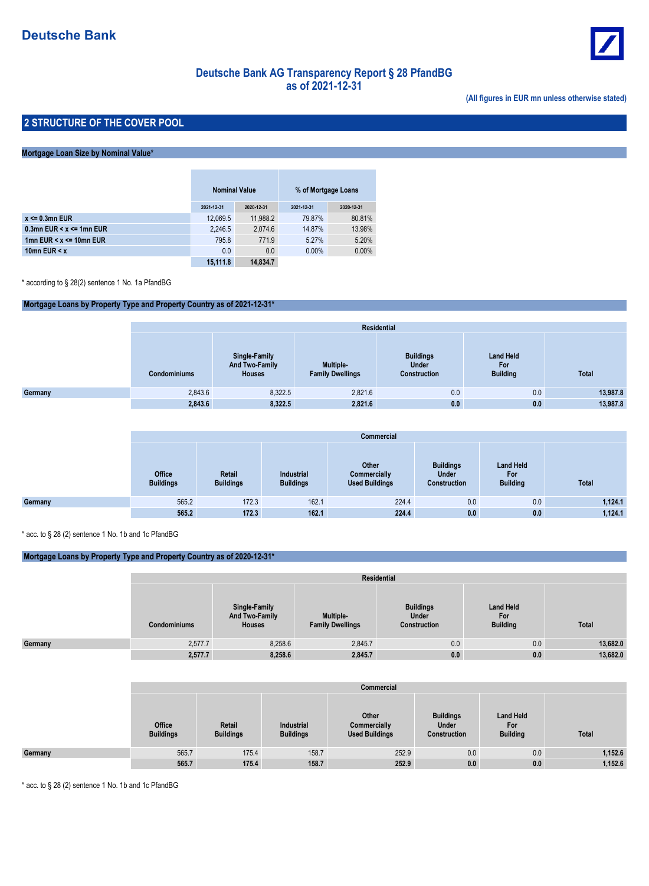**Deutsche Bank**

## Deutsche Bank AG Transparency Report § 28 PfandBG as of 2021-12-31

**(All figures in EUR mn unless otherwise stated)**

## 2 STRUCTURE OF THE COVER POOL

### Mortgage Loan Size by Nominal Value*

| | Nominal Value | | % of Mortgage Loans | |
|---|---|---|---|---|
| | 2021-12-31 | 2020-12-31 | 2021-12-31 | 2020-12-31 |
| **x <= 0.3mn EUR** | 12,069.5 | 11,988.2 | 79.87% | 80.81% |
| **0.3mn EUR < x <= 1mn EUR** | 2,246.5 | 2,074.6 | 14.87% | 13.98% |
| **1mn EUR < x <= 10mn EUR** | 795.8 | 771.9 | 5.27% | 5.20% |
| **10mn EUR < x** | 0.0 | 0.0 | 0.00% | 0.00% |
| | **15,111.8** | **14,834.7** | | |

* according to § 28(2) sentence 1 No. 1a PfandBG

### Mortgage Loans by Property Type and Property Country as of 2021-12-31*

| | Residential | | | | | |
|---|---|---|---|---|---|---|
| | Condominiums | Single-Family And Two-Family Houses | Multiple-Family Dwellings | Buildings Under Construction | Land Held For Building | Total |
| **Germany** | 2,843.6 | 8,322.5 | 2,821.6 | 0.0 | 0.0 | **13,987.8** |
| | **2,843.6** | **8,322.5** | **2,821.6** | **0.0** | **0.0** | **13,987.8** |

| | Commercial | | | | | | |
|---|---|---|---|---|---|---|---|
| | Office Buildings | Retail Buildings | Industrial Buildings | Other Commercially Used Buildings | Buildings Under Construction | Land Held For Building | Total |
| **Germany** | 565.2 | 172.3 | 162.1 | 224.4 | 0.0 | 0.0 | **1,124.1** |
| | **565.2** | **172.3** | **162.1** | **224.4** | **0.0** | **0.0** | **1,124.1** |

* acc. to § 28 (2) sentence 1 No. 1b and 1c PfandBG

### Mortgage Loans by Property Type and Property Country as of 2020-12-31*

| | Residential | | | | | |
|---|---|---|---|---|---|---|
| | Condominiums | Single-Family And Two-Family Houses | Multiple-Family Dwellings | Buildings Under Construction | Land Held For Building | Total |
| **Germany** | 2,577.7 | 8,258.6 | 2,845.7 | 0.0 | 0.0 | **13,682.0** |
| | **2,577.7** | **8,258.6** | **2,845.7** | **0.0** | **0.0** | **13,682.0** |

| | Commercial | | | | | | |
|---|---|---|---|---|---|---|---|
| | Office Buildings | Retail Buildings | Industrial Buildings | Other Commercially Used Buildings | Buildings Under Construction | Land Held For Building | Total |
| **Germany** | 565.7 | 175.4 | 158.7 | 252.9 | 0.0 | 0.0 | **1,152.6** |
| | **565.7** | **175.4** | **158.7** | **252.9** | **0.0** | **0.0** | **1,152.6** |

* acc. to § 28 (2) sentence 1 No. 1b and 1c PfandBG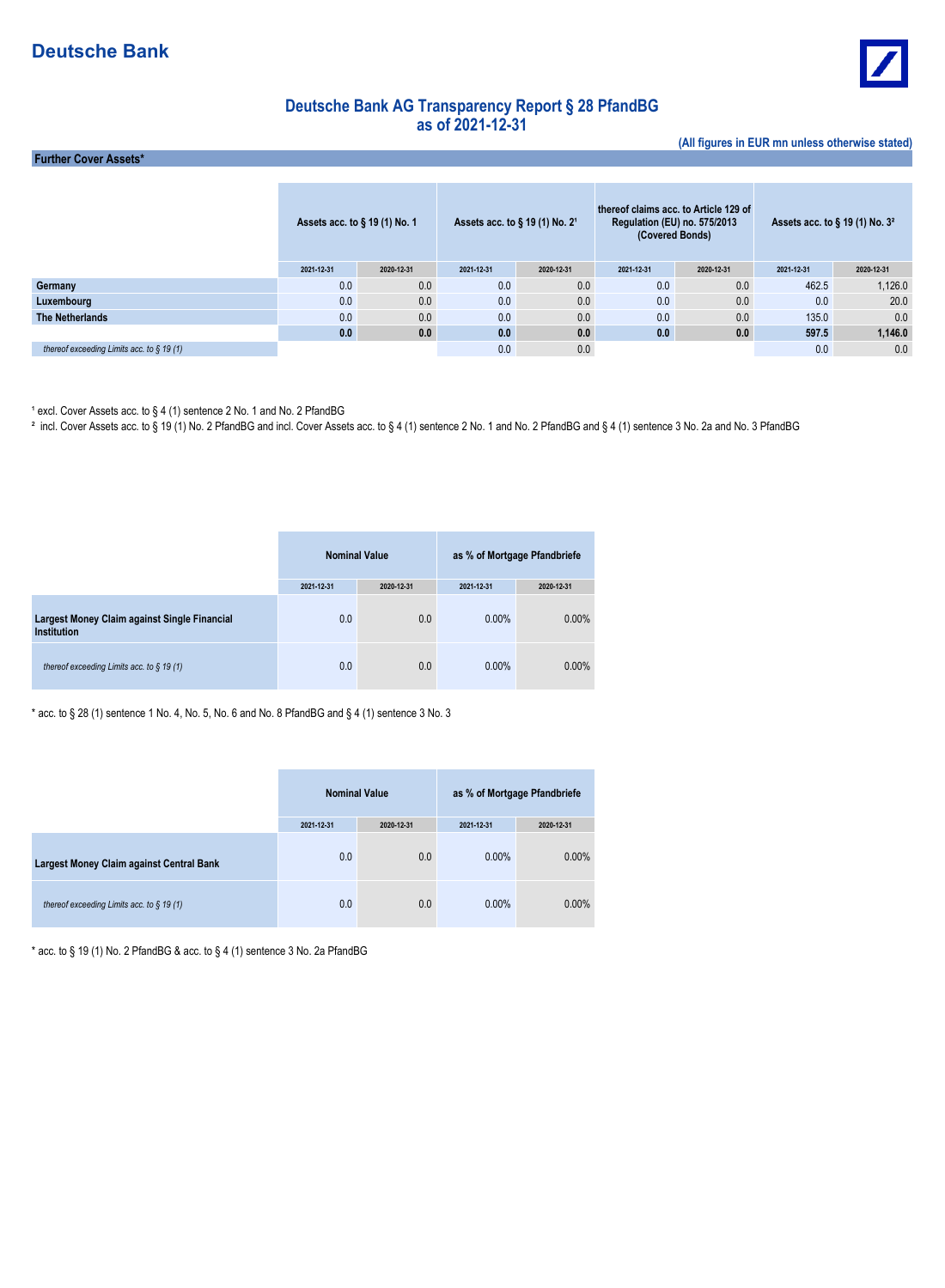# Deutsche Bank AG Transparency Report § 28 PfandBG
## as of 2021-12-31

**(All figures in EUR mn unless otherwise stated)**

**Further Cover Assets***

| | Assets acc. to § 19 (1) No. 1 | | Assets acc. to § 19 (1) No. 2[1] | | thereof claims acc. to Article 129 of Regulation (EU) no. 575/2013 (Covered Bonds) | | Assets acc. to § 19 (1) No. 3[2] | |
|---|---|---|---|---|---|---|---|---|
| | 2021-12-31 | 2020-12-31 | 2021-12-31 | 2020-12-31 | 2021-12-31 | 2020-12-31 | 2021-12-31 | 2020-12-31 |
| **Germany** | 0.0 | 0.0 | 0.0 | 0.0 | 0.0 | 0.0 | 462.5 | 1,126.0 |
| **Luxembourg** | 0.0 | 0.0 | 0.0 | 0.0 | 0.0 | 0.0 | 0.0 | 20.0 |
| **The Netherlands** | 0.0 | 0.0 | 0.0 | 0.0 | 0.0 | 0.0 | 135.0 | 0.0 |
| | **0.0** | **0.0** | **0.0** | **0.0** | **0.0** | **0.0** | **597.5** | **1,146.0** |
| *thereof exceeding Limits acc. to § 19 (1)* | | | 0.0 | 0.0 | | | 0.0 | 0.0 |

[1] excl. Cover Assets acc. to § 4 (1) sentence 2 No. 1 and No. 2 PfandBG

[2] incl. Cover Assets acc. to § 19 (1) No. 2 PfandBG and incl. Cover Assets acc. to § 4 (1) sentence 2 No. 1 and No. 2 PfandBG and § 4 (1) sentence 3 No. 2a and No. 3 PfandBG

| | Nominal Value | | as % of Mortgage Pfandbriefe | |
|---|---|---|---|---|
| | 2021-12-31 | 2020-12-31 | 2021-12-31 | 2020-12-31 |
| **Largest Money Claim against Single Financial Institution** | 0.0 | 0.0 | 0.00% | 0.00% |
| *thereof exceeding Limits acc. to § 19 (1)* | 0.0 | 0.0 | 0.00% | 0.00% |

* acc. to § 28 (1) sentence 1 No. 4, No. 5, No. 6 and No. 8 PfandBG and § 4 (1) sentence 3 No. 3

| | Nominal Value | | as % of Mortgage Pfandbriefe | |
|---|---|---|---|---|
| | 2021-12-31 | 2020-12-31 | 2021-12-31 | 2020-12-31 |
| **Largest Money Claim against Central Bank** | 0.0 | 0.0 | 0.00% | 0.00% |
| *thereof exceeding Limits acc. to § 19 (1)* | 0.0 | 0.0 | 0.00% | 0.00% |

* acc. to § 19 (1) No. 2 PfandBG & acc. to § 4 (1) sentence 3 No. 2a PfandBG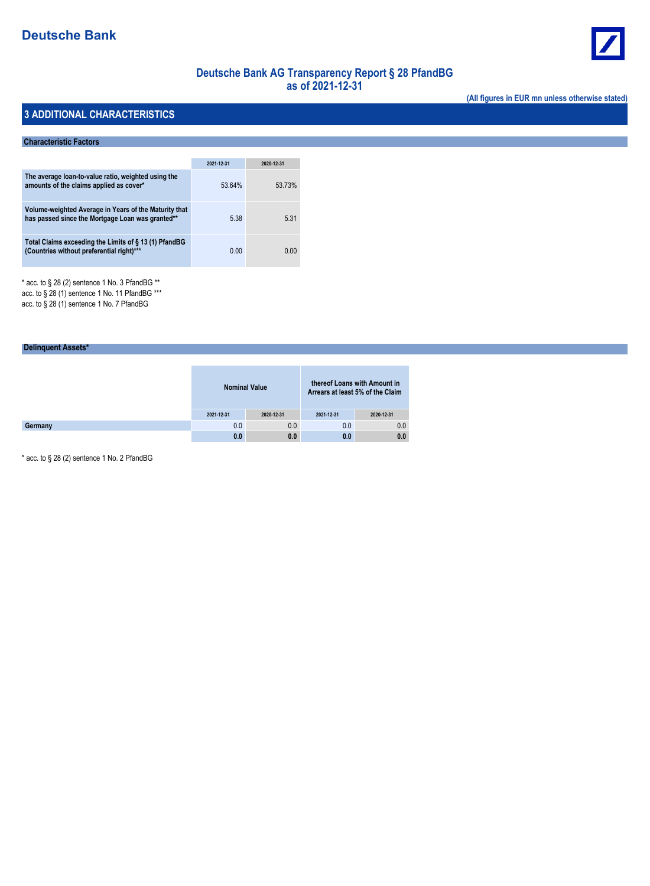# Deutsche Bank

## Deutsche Bank AG Transparency Report § 28 PfandBG as of 2021-12-31

**(All figures in EUR mn unless otherwise stated)**

## 3 ADDITIONAL CHARACTERISTICS

### Characteristic Factors

| | 2021-12-31 | 2020-12-31 |
|---|---|---|
| **The average loan-to-value ratio, weighted using the amounts of the claims applied as cover*** | 53.64% | 53.73% |
| **Volume-weighted Average in Years of the Maturity that has passed since the Mortgage Loan was granted**** | 5.38 | 5.31 |
| **Total Claims exceeding the Limits of § 13 (1) PfandBG (Countries without preferential right)***** | 0.00 | 0.00 |

\* acc. to § 28 (2) sentence 1 No. 3 PfandBG **
acc. to § 28 (1) sentence 1 No. 11 PfandBG ***
acc. to § 28 (1) sentence 1 No. 7 PfandBG

### Delinquent Assets*

| | Nominal Value | | thereof Loans with Amount in Arrears at least 5% of the Claim | |
|---|---|---|---|---|
| | 2021-12-31 | 2020-12-31 | 2021-12-31 | 2020-12-31 |
| **Germany** | 0.0 | 0.0 | 0.0 | 0.0 |
| | **0.0** | **0.0** | **0.0** | **0.0** |

\* acc. to § 28 (2) sentence 1 No. 2 PfandBG